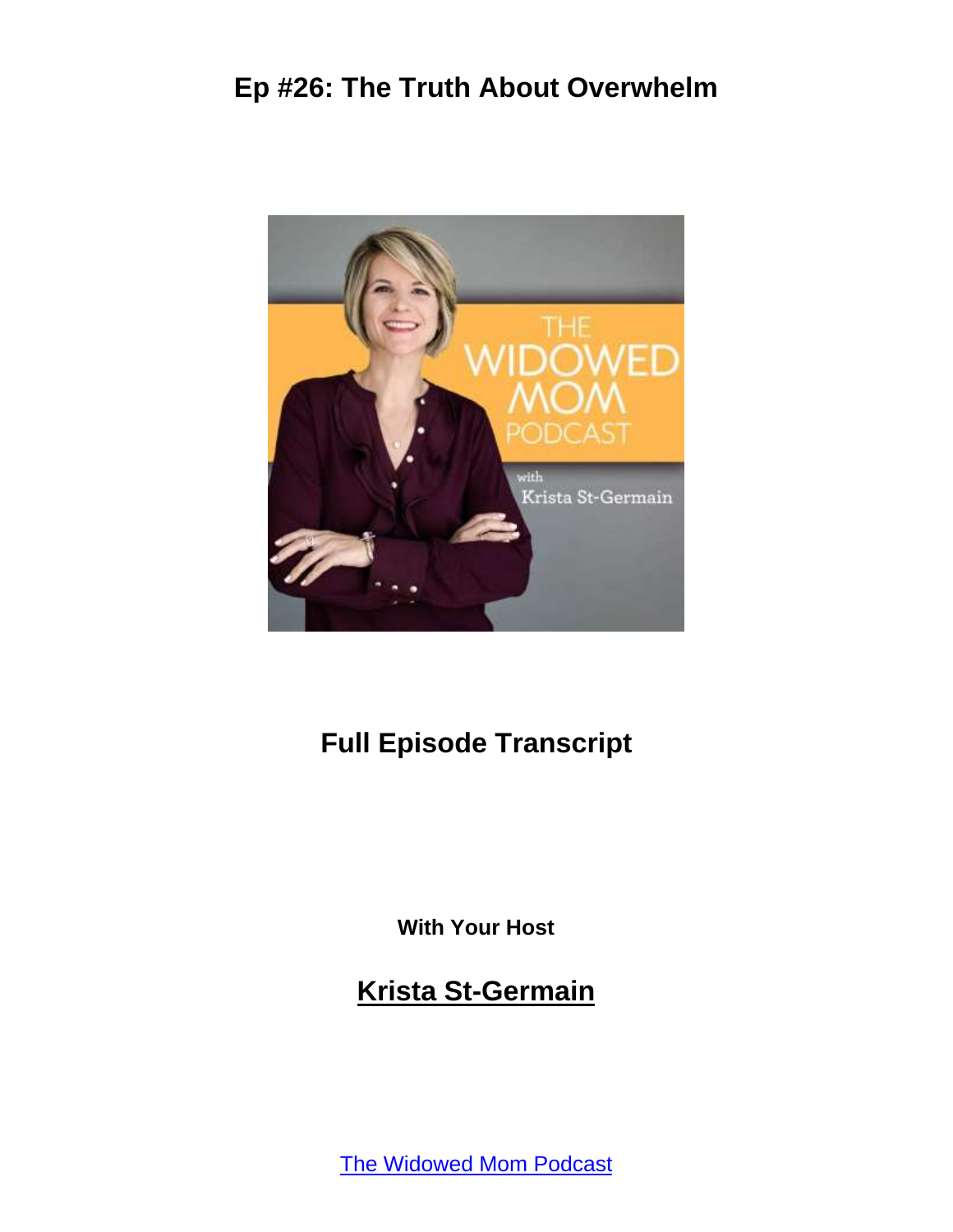# Ep #26: The Truth About Overwhelm

## Full Episode Transcript

**With Your Host**

## Krista St-Germain

The Widowed Mom Podcast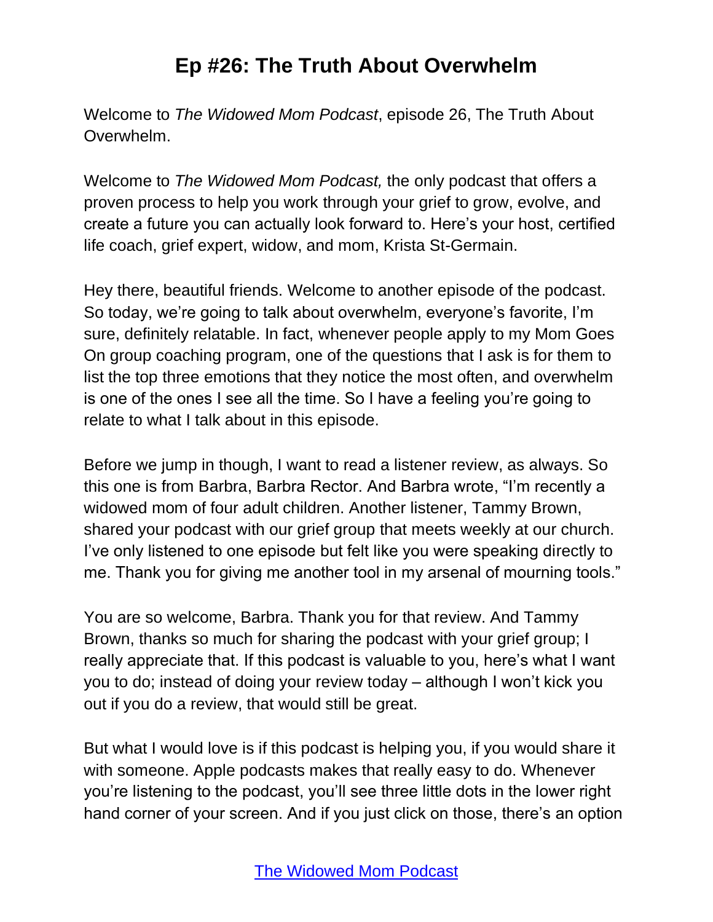# Ep #26: The Truth About Overwhelm

Welcome to *The Widowed Mom Podcast*, episode 26, The Truth About Overwhelm.

Welcome to *The Widowed Mom Podcast,* the only podcast that offers a proven process to help you work through your grief to grow, evolve, and create a future you can actually look forward to. Here's your host, certified life coach, grief expert, widow, and mom, Krista St-Germain.

Hey there, beautiful friends. Welcome to another episode of the podcast. So today, we're going to talk about overwhelm, everyone's favorite, I'm sure, definitely relatable. In fact, whenever people apply to my Mom Goes On group coaching program, one of the questions that I ask is for them to list the top three emotions that they notice the most often, and overwhelm is one of the ones I see all the time. So I have a feeling you're going to relate to what I talk about in this episode.

Before we jump in though, I want to read a listener review, as always. So this one is from Barbra, Barbra Rector. And Barbra wrote, "I'm recently a widowed mom of four adult children. Another listener, Tammy Brown, shared your podcast with our grief group that meets weekly at our church. I've only listened to one episode but felt like you were speaking directly to me. Thank you for giving me another tool in my arsenal of mourning tools."

You are so welcome, Barbra. Thank you for that review. And Tammy Brown, thanks so much for sharing the podcast with your grief group; I really appreciate that. If this podcast is valuable to you, here's what I want you to do; instead of doing your review today – although I won't kick you out if you do a review, that would still be great.

But what I would love is if this podcast is helping you, if you would share it with someone. Apple podcasts makes that really easy to do. Whenever you're listening to the podcast, you'll see three little dots in the lower right hand corner of your screen. And if you just click on those, there's an option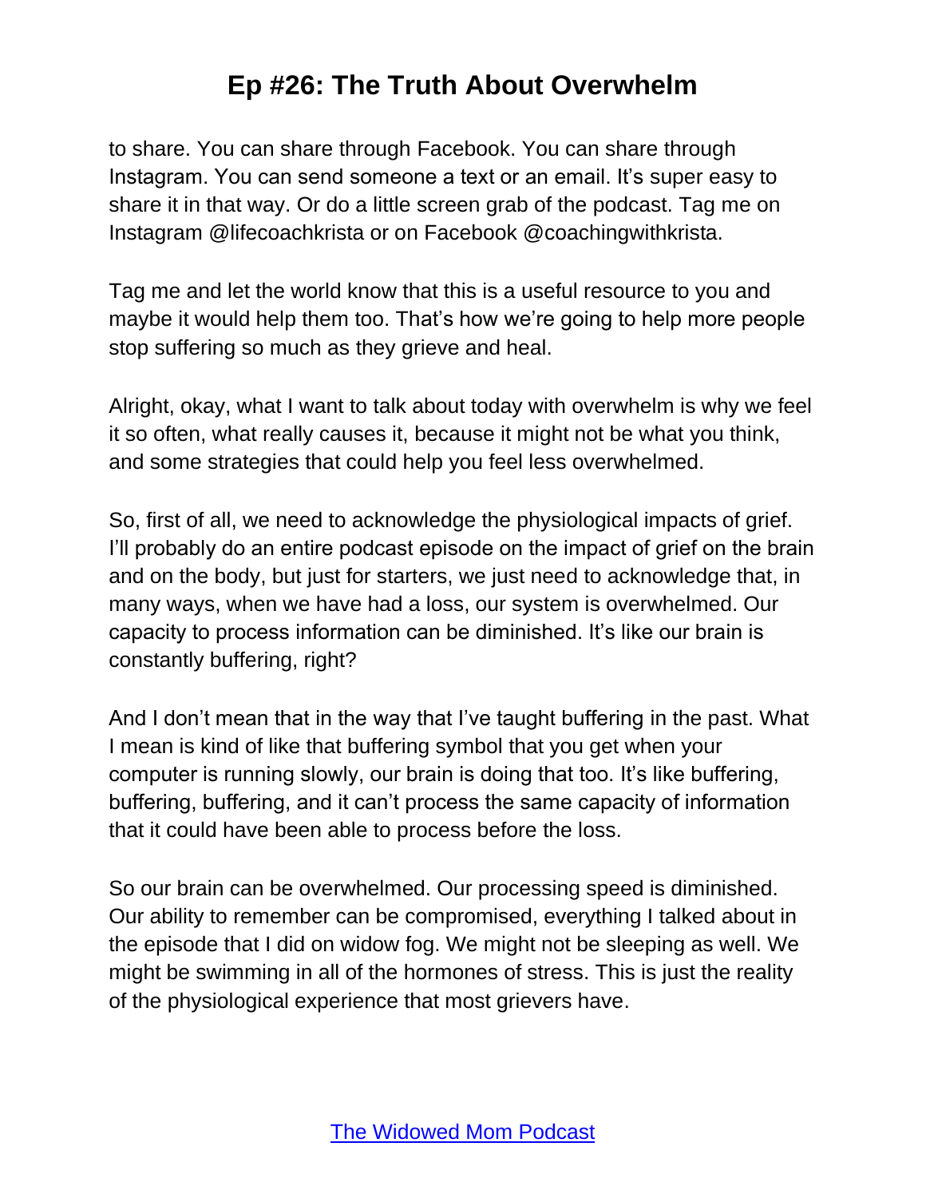to share. You can share through Facebook. You can share through Instagram. You can send someone a text or an email. It's super easy to share it in that way. Or do a little screen grab of the podcast. Tag me on Instagram @lifecoachkrista or on Facebook @coachingwithkrista.

Tag me and let the world know that this is a useful resource to you and maybe it would help them too. That's how we're going to help more people stop suffering so much as they grieve and heal.

Alright, okay, what I want to talk about today with overwhelm is why we feel it so often, what really causes it, because it might not be what you think, and some strategies that could help you feel less overwhelmed.

So, first of all, we need to acknowledge the physiological impacts of grief. I'll probably do an entire podcast episode on the impact of grief on the brain and on the body, but just for starters, we just need to acknowledge that, in many ways, when we have had a loss, our system is overwhelmed. Our capacity to process information can be diminished. It's like our brain is constantly buffering, right?

And I don't mean that in the way that I've taught buffering in the past. What I mean is kind of like that buffering symbol that you get when your computer is running slowly, our brain is doing that too. It's like buffering, buffering, buffering, and it can't process the same capacity of information that it could have been able to process before the loss.

So our brain can be overwhelmed. Our processing speed is diminished. Our ability to remember can be compromised, everything I talked about in the episode that I did on widow fog. We might not be sleeping as well. We might be swimming in all of the hormones of stress. This is just the reality of the physiological experience that most grievers have.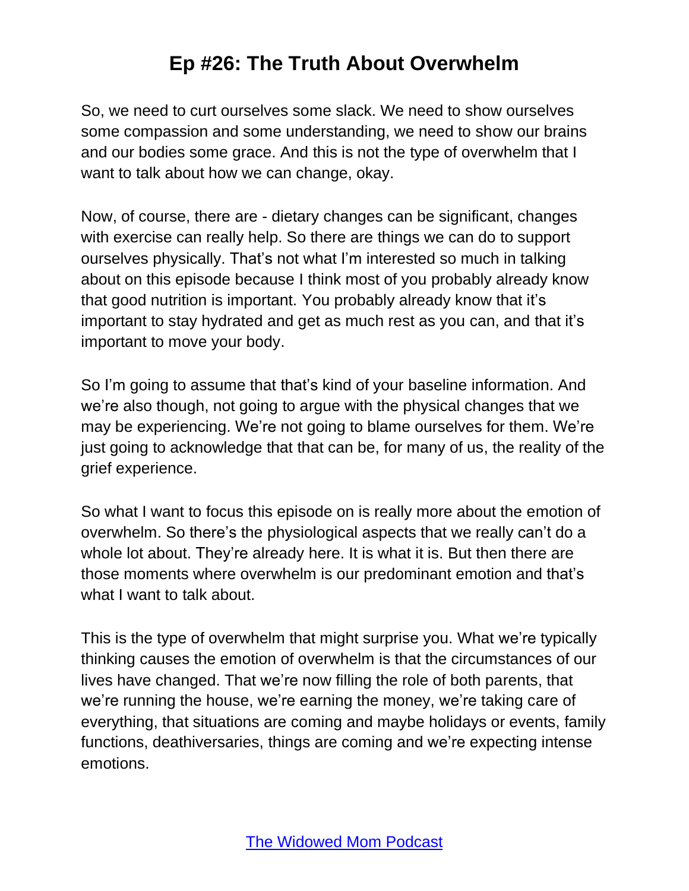So, we need to curt ourselves some slack. We need to show ourselves some compassion and some understanding, we need to show our brains and our bodies some grace. And this is not the type of overwhelm that I want to talk about how we can change, okay.

Now, of course, there are - dietary changes can be significant, changes with exercise can really help. So there are things we can do to support ourselves physically. That's not what I'm interested so much in talking about on this episode because I think most of you probably already know that good nutrition is important. You probably already know that it's important to stay hydrated and get as much rest as you can, and that it's important to move your body.

So I'm going to assume that that's kind of your baseline information. And we're also though, not going to argue with the physical changes that we may be experiencing. We're not going to blame ourselves for them. We're just going to acknowledge that that can be, for many of us, the reality of the grief experience.

So what I want to focus this episode on is really more about the emotion of overwhelm. So there's the physiological aspects that we really can't do a whole lot about. They're already here. It is what it is. But then there are those moments where overwhelm is our predominant emotion and that's what I want to talk about.

This is the type of overwhelm that might surprise you. What we're typically thinking causes the emotion of overwhelm is that the circumstances of our lives have changed. That we're now filling the role of both parents, that we're running the house, we're earning the money, we're taking care of everything, that situations are coming and maybe holidays or events, family functions, deathiversaries, things are coming and we're expecting intense emotions.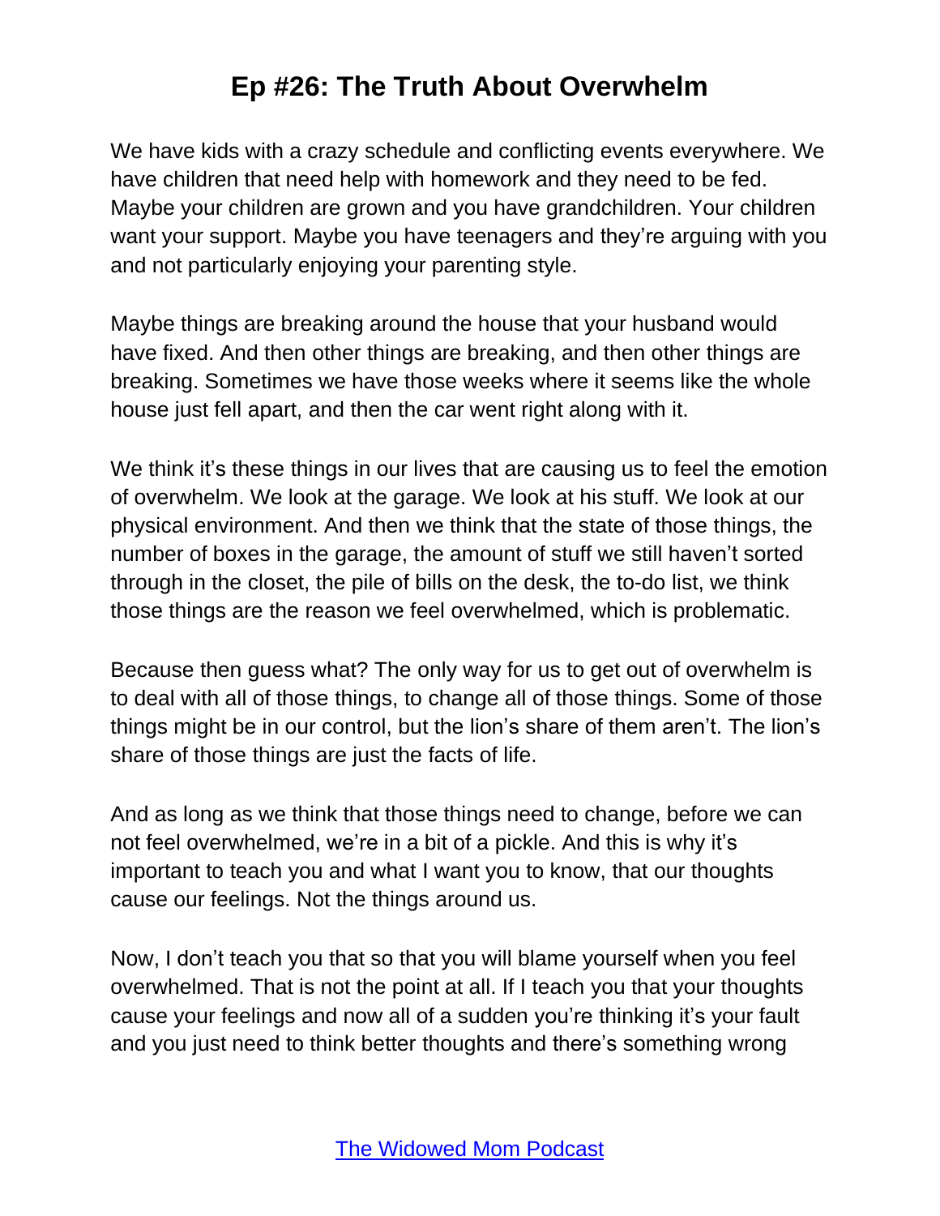We have kids with a crazy schedule and conflicting events everywhere. We have children that need help with homework and they need to be fed. Maybe your children are grown and you have grandchildren. Your children want your support. Maybe you have teenagers and they're arguing with you and not particularly enjoying your parenting style.

Maybe things are breaking around the house that your husband would have fixed. And then other things are breaking, and then other things are breaking. Sometimes we have those weeks where it seems like the whole house just fell apart, and then the car went right along with it.

We think it's these things in our lives that are causing us to feel the emotion of overwhelm. We look at the garage. We look at his stuff. We look at our physical environment. And then we think that the state of those things, the number of boxes in the garage, the amount of stuff we still haven't sorted through in the closet, the pile of bills on the desk, the to-do list, we think those things are the reason we feel overwhelmed, which is problematic.

Because then guess what? The only way for us to get out of overwhelm is to deal with all of those things, to change all of those things. Some of those things might be in our control, but the lion's share of them aren't. The lion's share of those things are just the facts of life.

And as long as we think that those things need to change, before we can not feel overwhelmed, we're in a bit of a pickle. And this is why it's important to teach you and what I want you to know, that our thoughts cause our feelings. Not the things around us.

Now, I don't teach you that so that you will blame yourself when you feel overwhelmed. That is not the point at all. If I teach you that your thoughts cause your feelings and now all of a sudden you're thinking it's your fault and you just need to think better thoughts and there's something wrong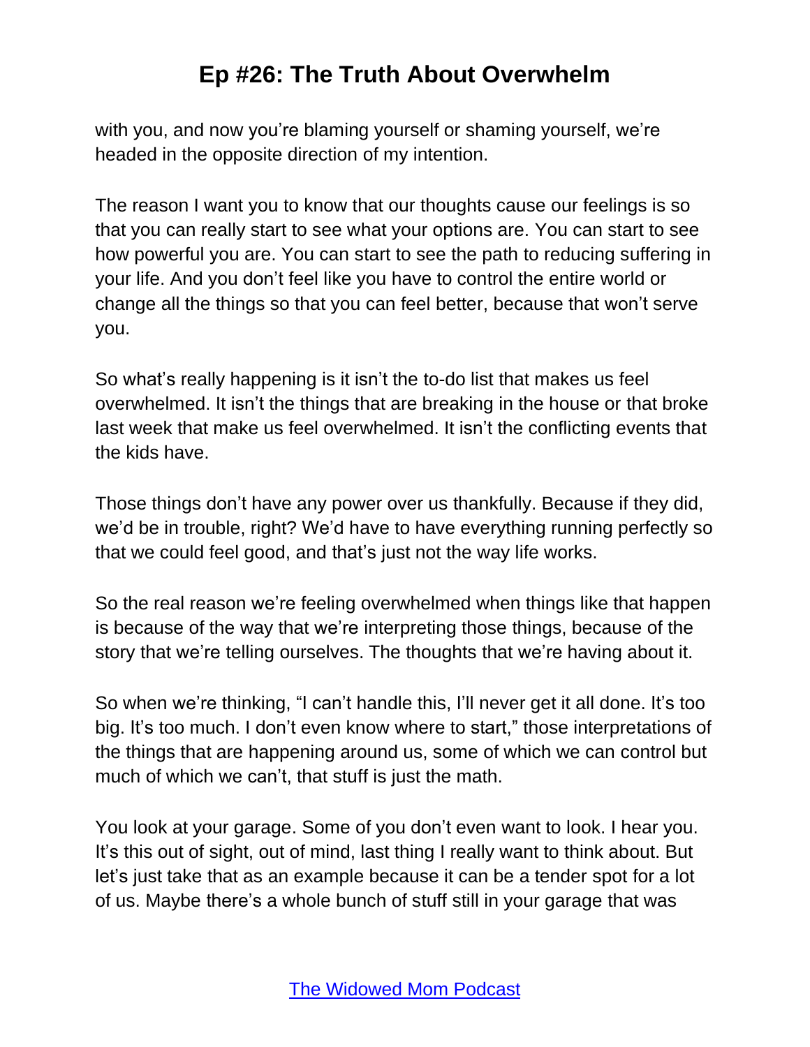with you, and now you're blaming yourself or shaming yourself, we're headed in the opposite direction of my intention.

The reason I want you to know that our thoughts cause our feelings is so that you can really start to see what your options are. You can start to see how powerful you are. You can start to see the path to reducing suffering in your life. And you don't feel like you have to control the entire world or change all the things so that you can feel better, because that won't serve you.

So what's really happening is it isn't the to-do list that makes us feel overwhelmed. It isn't the things that are breaking in the house or that broke last week that make us feel overwhelmed. It isn't the conflicting events that the kids have.

Those things don't have any power over us thankfully. Because if they did, we'd be in trouble, right? We'd have to have everything running perfectly so that we could feel good, and that's just not the way life works.

So the real reason we're feeling overwhelmed when things like that happen is because of the way that we're interpreting those things, because of the story that we're telling ourselves. The thoughts that we're having about it.

So when we're thinking, "I can't handle this, I'll never get it all done. It's too big. It's too much. I don't even know where to start," those interpretations of the things that are happening around us, some of which we can control but much of which we can't, that stuff is just the math.

You look at your garage. Some of you don't even want to look. I hear you. It's this out of sight, out of mind, last thing I really want to think about. But let's just take that as an example because it can be a tender spot for a lot of us. Maybe there's a whole bunch of stuff still in your garage that was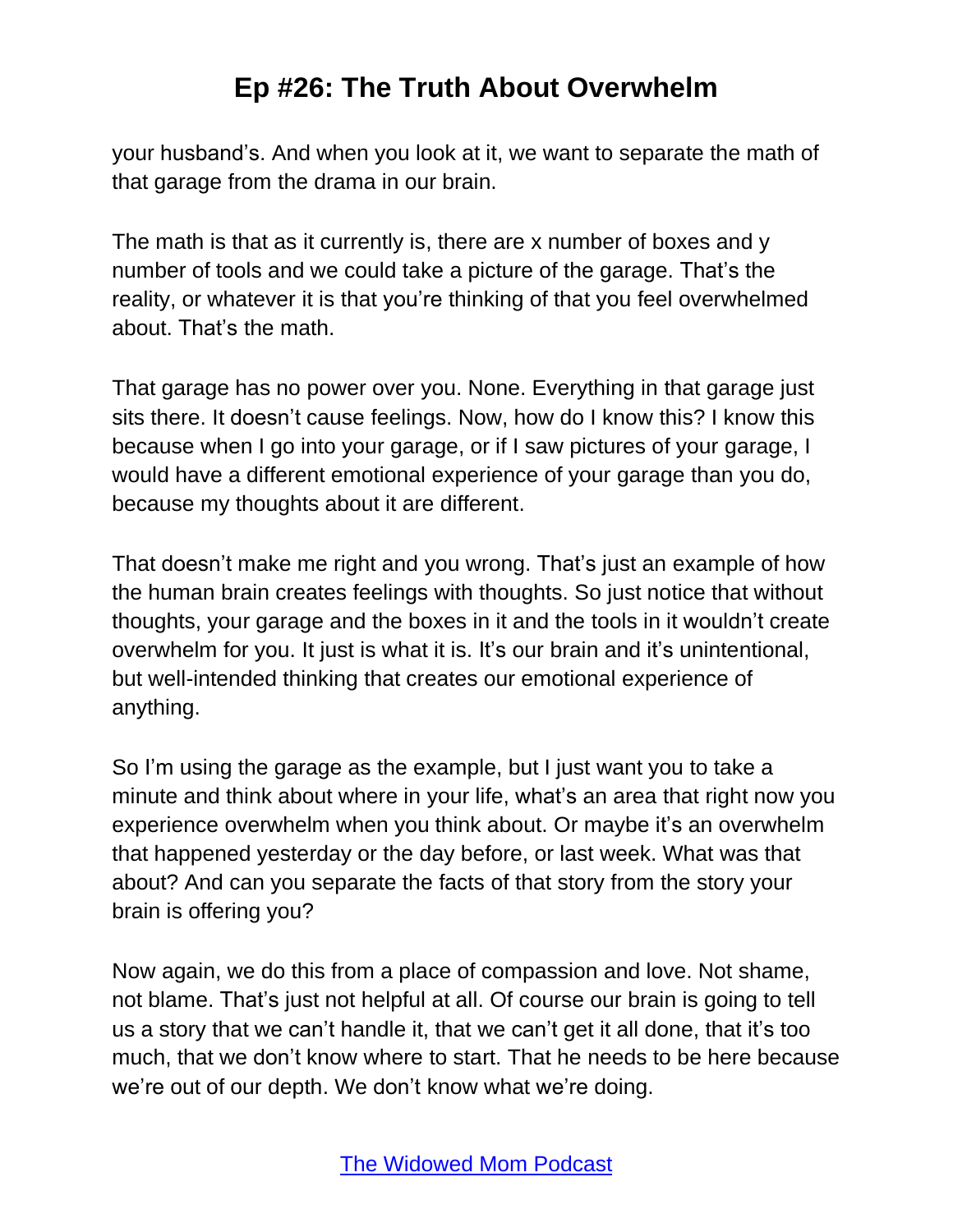your husband's. And when you look at it, we want to separate the math of that garage from the drama in our brain.

The math is that as it currently is, there are x number of boxes and y number of tools and we could take a picture of the garage. That's the reality, or whatever it is that you're thinking of that you feel overwhelmed about. That's the math.

That garage has no power over you. None. Everything in that garage just sits there. It doesn't cause feelings. Now, how do I know this? I know this because when I go into your garage, or if I saw pictures of your garage, I would have a different emotional experience of your garage than you do, because my thoughts about it are different.

That doesn't make me right and you wrong. That's just an example of how the human brain creates feelings with thoughts. So just notice that without thoughts, your garage and the boxes in it and the tools in it wouldn't create overwhelm for you. It just is what it is. It's our brain and it's unintentional, but well-intended thinking that creates our emotional experience of anything.

So I'm using the garage as the example, but I just want you to take a minute and think about where in your life, what's an area that right now you experience overwhelm when you think about. Or maybe it's an overwhelm that happened yesterday or the day before, or last week. What was that about? And can you separate the facts of that story from the story your brain is offering you?

Now again, we do this from a place of compassion and love. Not shame, not blame. That's just not helpful at all. Of course our brain is going to tell us a story that we can't handle it, that we can't get it all done, that it's too much, that we don't know where to start. That he needs to be here because we're out of our depth. We don't know what we're doing.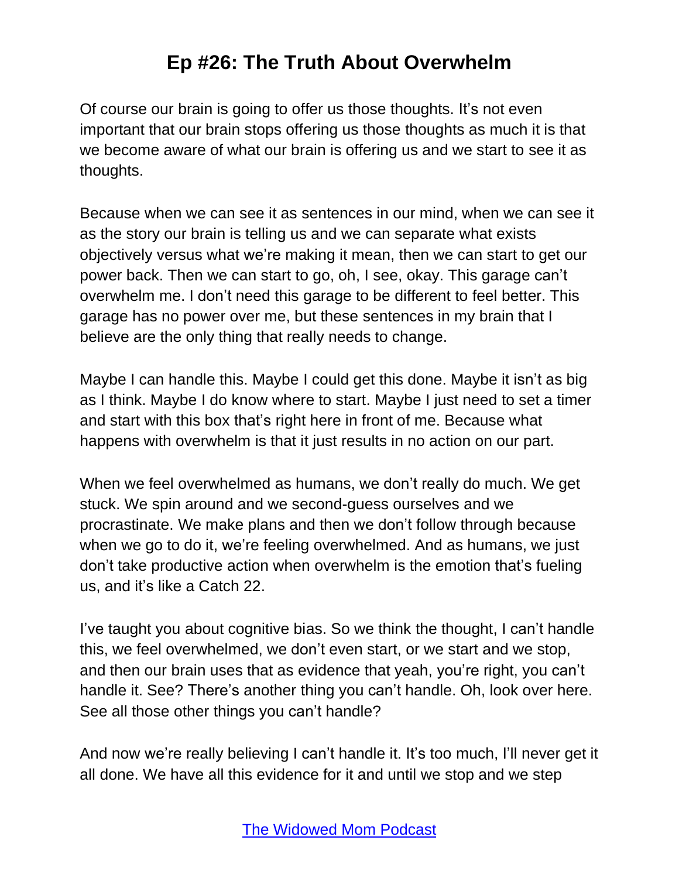Of course our brain is going to offer us those thoughts. It's not even important that our brain stops offering us those thoughts as much it is that we become aware of what our brain is offering us and we start to see it as thoughts.

Because when we can see it as sentences in our mind, when we can see it as the story our brain is telling us and we can separate what exists objectively versus what we're making it mean, then we can start to get our power back. Then we can start to go, oh, I see, okay. This garage can't overwhelm me. I don't need this garage to be different to feel better. This garage has no power over me, but these sentences in my brain that I believe are the only thing that really needs to change.

Maybe I can handle this. Maybe I could get this done. Maybe it isn't as big as I think. Maybe I do know where to start. Maybe I just need to set a timer and start with this box that's right here in front of me. Because what happens with overwhelm is that it just results in no action on our part.

When we feel overwhelmed as humans, we don't really do much. We get stuck. We spin around and we second-guess ourselves and we procrastinate. We make plans and then we don't follow through because when we go to do it, we're feeling overwhelmed. And as humans, we just don't take productive action when overwhelm is the emotion that's fueling us, and it's like a Catch 22.

I've taught you about cognitive bias. So we think the thought, I can't handle this, we feel overwhelmed, we don't even start, or we start and we stop, and then our brain uses that as evidence that yeah, you're right, you can't handle it. See? There's another thing you can't handle. Oh, look over here. See all those other things you can't handle?

And now we're really believing I can't handle it. It's too much, I'll never get it all done. We have all this evidence for it and until we stop and we step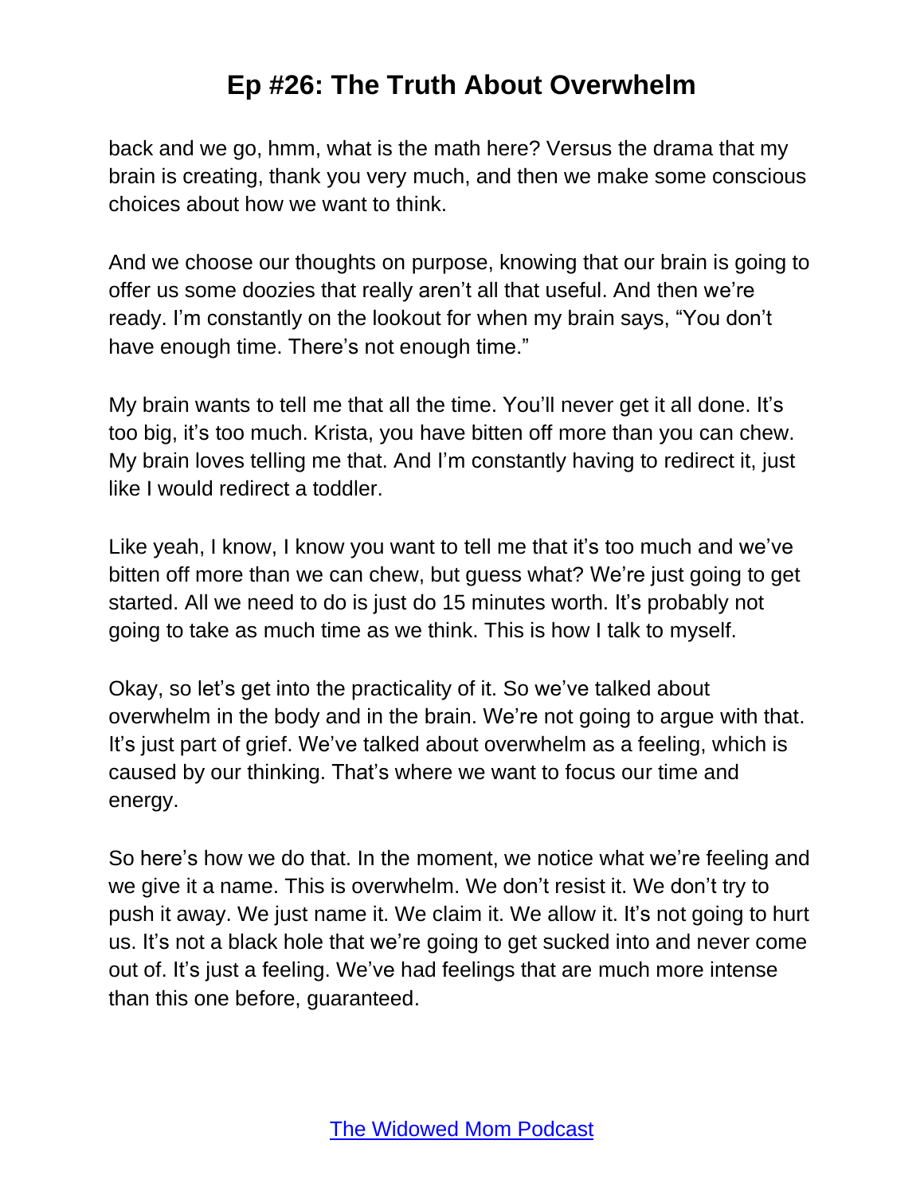back and we go, hmm, what is the math here? Versus the drama that my brain is creating, thank you very much, and then we make some conscious choices about how we want to think.

And we choose our thoughts on purpose, knowing that our brain is going to offer us some doozies that really aren't all that useful. And then we're ready. I'm constantly on the lookout for when my brain says, "You don't have enough time. There's not enough time."

My brain wants to tell me that all the time. You'll never get it all done. It's too big, it's too much. Krista, you have bitten off more than you can chew. My brain loves telling me that. And I'm constantly having to redirect it, just like I would redirect a toddler.

Like yeah, I know, I know you want to tell me that it's too much and we've bitten off more than we can chew, but guess what? We're just going to get started. All we need to do is just do 15 minutes worth. It's probably not going to take as much time as we think. This is how I talk to myself.

Okay, so let's get into the practicality of it. So we've talked about overwhelm in the body and in the brain. We're not going to argue with that. It's just part of grief. We've talked about overwhelm as a feeling, which is caused by our thinking. That's where we want to focus our time and energy.

So here's how we do that. In the moment, we notice what we're feeling and we give it a name. This is overwhelm. We don't resist it. We don't try to push it away. We just name it. We claim it. We allow it. It's not going to hurt us. It's not a black hole that we're going to get sucked into and never come out of. It's just a feeling. We've had feelings that are much more intense than this one before, guaranteed.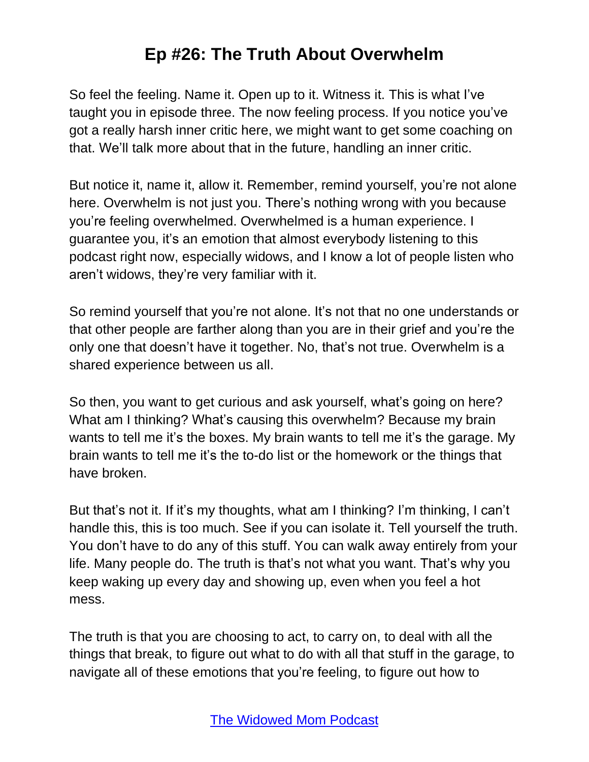So feel the feeling. Name it. Open up to it. Witness it. This is what I've taught you in episode three. The now feeling process. If you notice you've got a really harsh inner critic here, we might want to get some coaching on that. We'll talk more about that in the future, handling an inner critic.

But notice it, name it, allow it. Remember, remind yourself, you're not alone here. Overwhelm is not just you. There's nothing wrong with you because you're feeling overwhelmed. Overwhelmed is a human experience. I guarantee you, it's an emotion that almost everybody listening to this podcast right now, especially widows, and I know a lot of people listen who aren't widows, they're very familiar with it.

So remind yourself that you're not alone. It's not that no one understands or that other people are farther along than you are in their grief and you're the only one that doesn't have it together. No, that's not true. Overwhelm is a shared experience between us all.

So then, you want to get curious and ask yourself, what's going on here? What am I thinking? What's causing this overwhelm? Because my brain wants to tell me it's the boxes. My brain wants to tell me it's the garage. My brain wants to tell me it's the to-do list or the homework or the things that have broken.

But that's not it. If it's my thoughts, what am I thinking? I'm thinking, I can't handle this, this is too much. See if you can isolate it. Tell yourself the truth. You don't have to do any of this stuff. You can walk away entirely from your life. Many people do. The truth is that's not what you want. That's why you keep waking up every day and showing up, even when you feel a hot mess.

The truth is that you are choosing to act, to carry on, to deal with all the things that break, to figure out what to do with all that stuff in the garage, to navigate all of these emotions that you're feeling, to figure out how to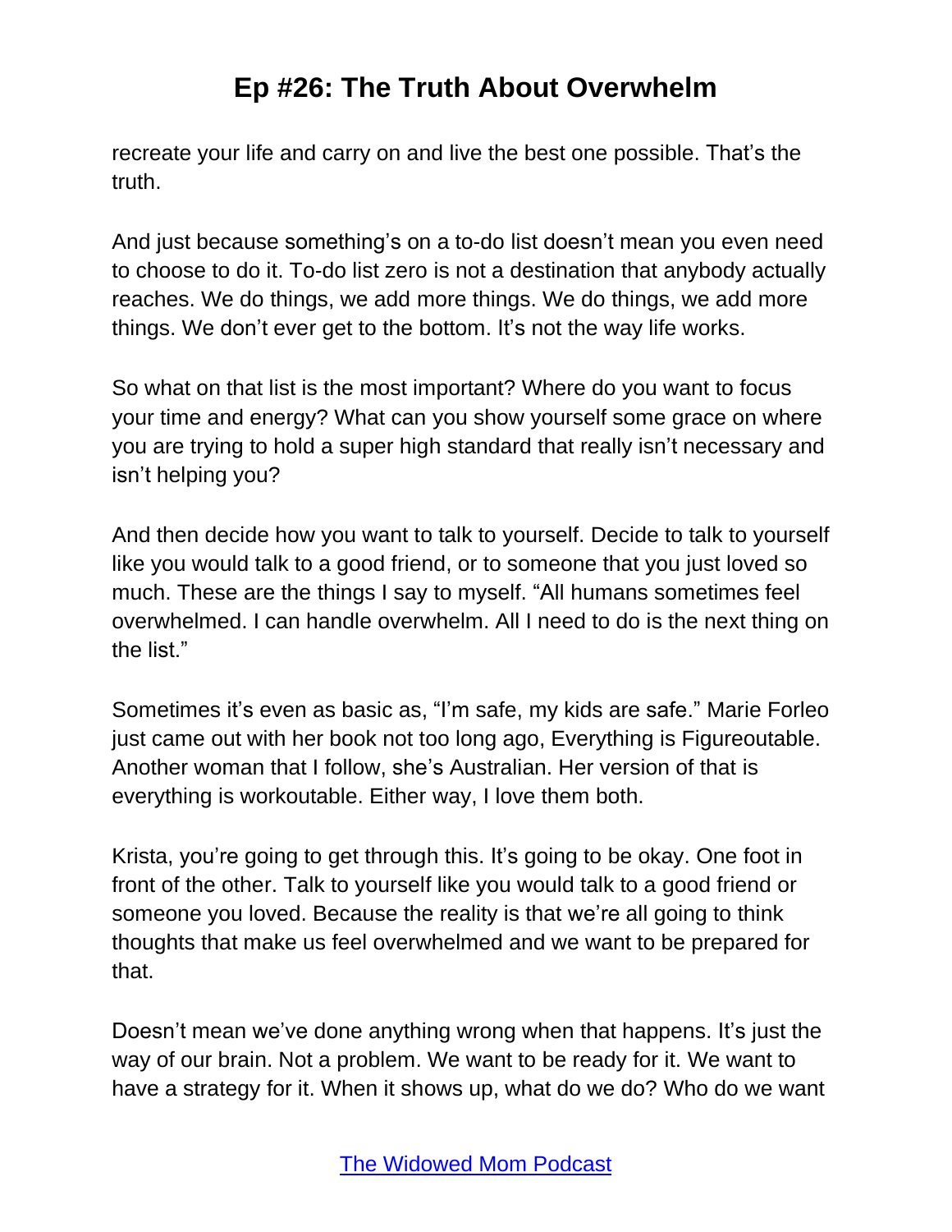recreate your life and carry on and live the best one possible. That's the truth.

And just because something's on a to-do list doesn't mean you even need to choose to do it. To-do list zero is not a destination that anybody actually reaches. We do things, we add more things. We do things, we add more things. We don't ever get to the bottom. It's not the way life works.

So what on that list is the most important? Where do you want to focus your time and energy? What can you show yourself some grace on where you are trying to hold a super high standard that really isn't necessary and isn't helping you?

And then decide how you want to talk to yourself. Decide to talk to yourself like you would talk to a good friend, or to someone that you just loved so much. These are the things I say to myself. "All humans sometimes feel overwhelmed. I can handle overwhelm. All I need to do is the next thing on the list."

Sometimes it's even as basic as, "I'm safe, my kids are safe." Marie Forleo just came out with her book not too long ago, Everything is Figureoutable. Another woman that I follow, she's Australian. Her version of that is everything is workoutable. Either way, I love them both.

Krista, you're going to get through this. It's going to be okay. One foot in front of the other. Talk to yourself like you would talk to a good friend or someone you loved. Because the reality is that we're all going to think thoughts that make us feel overwhelmed and we want to be prepared for that.

Doesn't mean we've done anything wrong when that happens. It's just the way of our brain. Not a problem. We want to be ready for it. We want to have a strategy for it. When it shows up, what do we do? Who do we want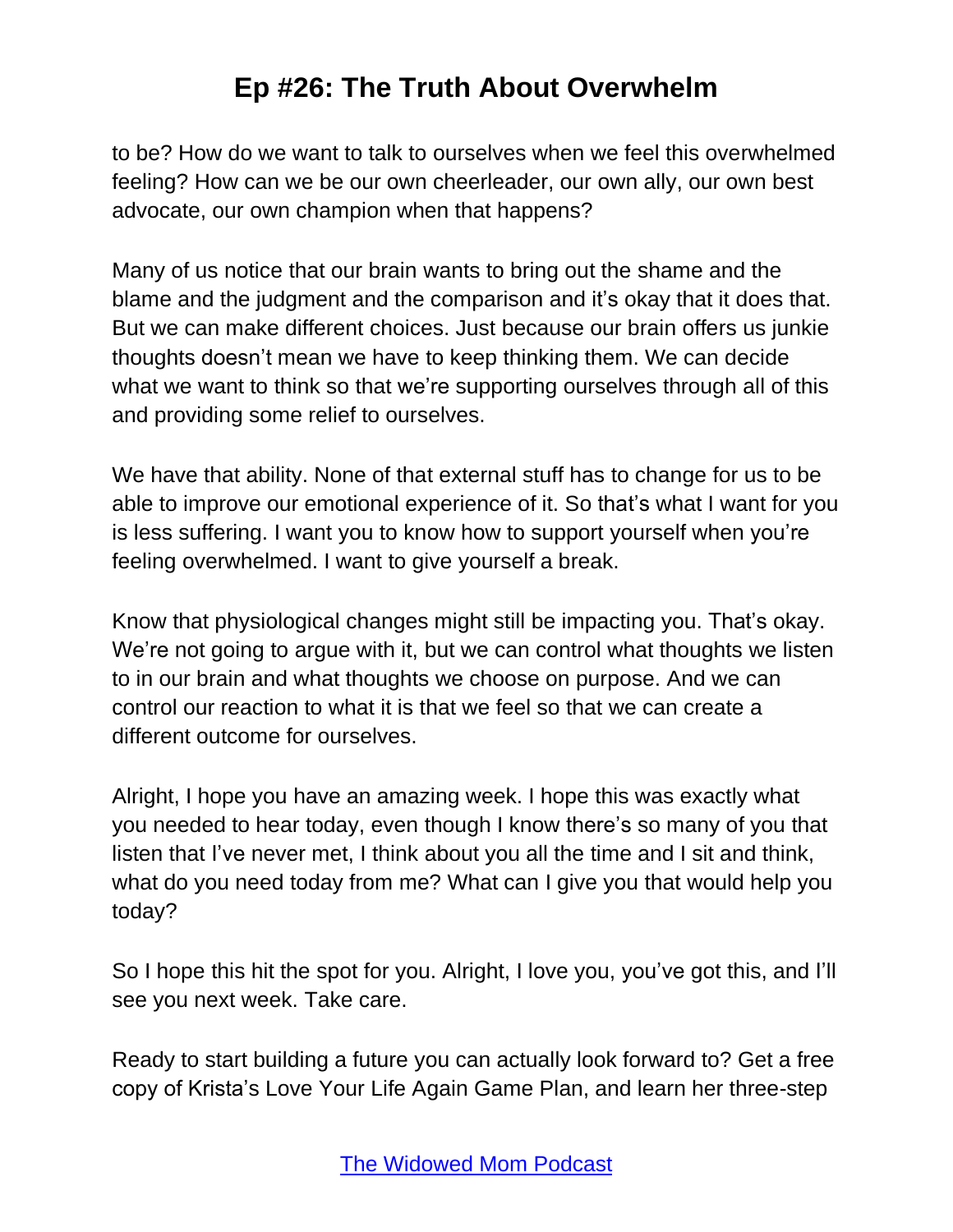to be? How do we want to talk to ourselves when we feel this overwhelmed feeling? How can we be our own cheerleader, our own ally, our own best advocate, our own champion when that happens?

Many of us notice that our brain wants to bring out the shame and the blame and the judgment and the comparison and it's okay that it does that. But we can make different choices. Just because our brain offers us junkie thoughts doesn't mean we have to keep thinking them. We can decide what we want to think so that we're supporting ourselves through all of this and providing some relief to ourselves.

We have that ability. None of that external stuff has to change for us to be able to improve our emotional experience of it. So that's what I want for you is less suffering. I want you to know how to support yourself when you're feeling overwhelmed. I want to give yourself a break.

Know that physiological changes might still be impacting you. That's okay. We're not going to argue with it, but we can control what thoughts we listen to in our brain and what thoughts we choose on purpose. And we can control our reaction to what it is that we feel so that we can create a different outcome for ourselves.

Alright, I hope you have an amazing week. I hope this was exactly what you needed to hear today, even though I know there's so many of you that listen that I've never met, I think about you all the time and I sit and think, what do you need today from me? What can I give you that would help you today?

So I hope this hit the spot for you. Alright, I love you, you've got this, and I'll see you next week. Take care.

Ready to start building a future you can actually look forward to? Get a free copy of Krista's Love Your Life Again Game Plan, and learn her three-step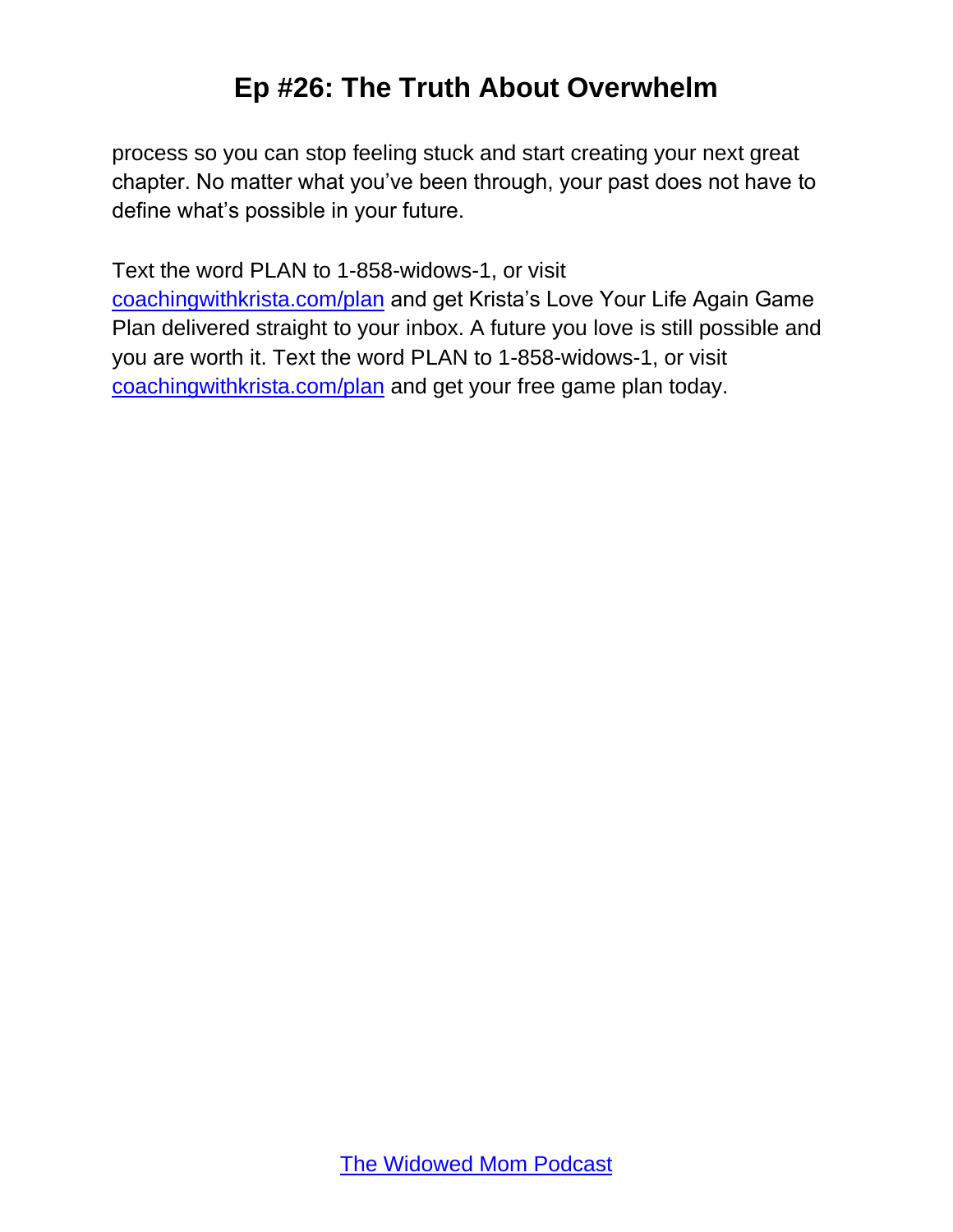process so you can stop feeling stuck and start creating your next great chapter. No matter what you've been through, your past does not have to define what's possible in your future.

Text the word PLAN to 1-858-widows-1, or visit [coachingwithkrista.com/plan](coachingwithkrista.com/plan) and get Krista's Love Your Life Again Game Plan delivered straight to your inbox. A future you love is still possible and you are worth it. Text the word PLAN to 1-858-widows-1, or visit [coachingwithkrista.com/plan](coachingwithkrista.com/plan) and get your free game plan today.